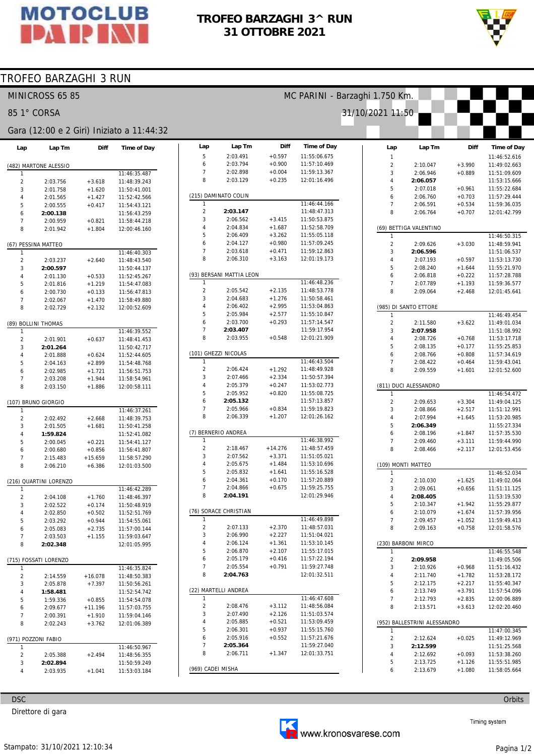# MOTOCLUB PARINI

## TROFEO BARZAGHI 3^ RUN
## 31 OTTOBRE 2021

## TROFEO BARZAGHI 3 RUN

MINICROSS 65 85 — MC PARINI - Barzaghi 1.750 Km.

85 1° CORSA — 31/10/2021 11:50

Gara (12:00 e 2 Giri) Iniziato a 11:44:32

### (482) MARTONE ALESSIO

| Lap | Lap Tm | Diff | Time of Day |
|---|---|---|---|
| 1 | | | 11:46:35.487 |
| 2 | 2:03.756 | +3.618 | 11:48:39.243 |
| 3 | 2:01.758 | +1.620 | 11:50:41.001 |
| 4 | 2:01.565 | +1.427 | 11:52:42.566 |
| 5 | 2:00.555 | +0.417 | 11:54:43.121 |
| 6 | **2:00.138** | | 11:56:43.259 |
| 7 | 2:00.959 | +0.821 | 11:58:44.218 |
| 8 | 2:01.942 | +1.804 | 12:00:46.160 |

### (67) PESSINA MATTEO

| Lap | Lap Tm | Diff | Time of Day |
|---|---|---|---|
| 1 | | | 11:46:40.303 |
| 2 | 2:03.237 | +2.640 | 11:48:43.540 |
| 3 | **2:00.597** | | 11:50:44.137 |
| 4 | 2:01.130 | +0.533 | 11:52:45.267 |
| 5 | 2:01.816 | +1.219 | 11:54:47.083 |
| 6 | 2:00.730 | +0.133 | 11:56:47.813 |
| 7 | 2:02.067 | +1.470 | 11:58:49.880 |
| 8 | 2:02.729 | +2.132 | 12:00:52.609 |

### (89) BOLLINI THOMAS

| Lap | Lap Tm | Diff | Time of Day |
|---|---|---|---|
| 1 | | | 11:46:39.552 |
| 2 | 2:01.901 | +0.637 | 11:48:41.453 |
| 3 | **2:01.264** | | 11:50:42.717 |
| 4 | 2:01.888 | +0.624 | 11:52:44.605 |
| 5 | 2:04.163 | +2.899 | 11:54:48.768 |
| 6 | 2:02.985 | +1.721 | 11:56:51.753 |
| 7 | 2:03.208 | +1.944 | 11:58:54.961 |
| 8 | 2:03.150 | +1.886 | 12:00:58.111 |

### (107) BRUNO GIORGIO

| Lap | Lap Tm | Diff | Time of Day |
|---|---|---|---|
| 1 | | | 11:46:37.261 |
| 2 | 2:02.492 | +2.668 | 11:48:39.753 |
| 3 | 2:01.505 | +1.681 | 11:50:41.258 |
| 4 | **1:59.824** | | 11:52:41.082 |
| 5 | 2:00.045 | +0.221 | 11:54:41.127 |
| 6 | 2:00.680 | +0.856 | 11:56:41.807 |
| 7 | 2:15.483 | +15.659 | 11:58:57.290 |
| 8 | 2:06.210 | +6.386 | 12:01:03.500 |

### (216) QUARTINI LORENZO

| Lap | Lap Tm | Diff | Time of Day |
|---|---|---|---|
| 1 | | | 11:46:42.289 |
| 2 | 2:04.108 | +1.760 | 11:48:46.397 |
| 3 | 2:02.522 | +0.174 | 11:50:48.919 |
| 4 | 2:02.850 | +0.502 | 11:52:51.769 |
| 5 | 2:03.292 | +0.944 | 11:54:55.061 |
| 6 | 2:05.083 | +2.735 | 11:57:00.144 |
| 7 | 2:03.503 | +1.155 | 11:59:03.647 |
| 8 | **2:02.348** | | 12:01:05.995 |

### (715) FOSSATI LORENZO

| Lap | Lap Tm | Diff | Time of Day |
|---|---|---|---|
| 1 | | | 11:46:35.824 |
| 2 | 2:14.559 | +16.078 | 11:48:50.383 |
| 3 | 2:05.878 | +7.397 | 11:50:56.261 |
| 4 | **1:58.481** | | 11:52:54.742 |
| 5 | 1:59.336 | +0.855 | 11:54:54.078 |
| 6 | 2:09.677 | +11.196 | 11:57:03.755 |
| 7 | 2:00.391 | +1.910 | 11:59:04.146 |
| 8 | 2:02.243 | +3.762 | 12:01:06.389 |

### (971) POZZONI FABIO

| Lap | Lap Tm | Diff | Time of Day |
|---|---|---|---|
| 1 | | | 11:46:50.967 |
| 2 | 2:05.388 | +2.494 | 11:48:56.355 |
| 3 | **2:02.894** | | 11:50:59.249 |
| 4 | 2:03.935 | +1.041 | 11:53:03.184 |
| 5 | 2:03.491 | +0.597 | 11:55:06.675 |
| 6 | 2:03.794 | +0.900 | 11:57:10.469 |
| 7 | 2:02.898 | +0.004 | 11:59:13.367 |
| 8 | 2:03.129 | +0.235 | 12:01:16.496 |

### (215) DAMINATO COLIN

| Lap | Lap Tm | Diff | Time of Day |
|---|---|---|---|
| 1 | | | 11:46:44.166 |
| 2 | **2:03.147** | | 11:48:47.313 |
| 3 | 2:06.562 | +3.415 | 11:50:53.875 |
| 4 | 2:04.834 | +1.687 | 11:52:58.709 |
| 5 | 2:06.409 | +3.262 | 11:55:05.118 |
| 6 | 2:04.127 | +0.980 | 11:57:09.245 |
| 7 | 2:03.618 | +0.471 | 11:59:12.863 |
| 8 | 2:06.310 | +3.163 | 12:01:19.173 |

### (93) BERSANI MATTIA LEON

| Lap | Lap Tm | Diff | Time of Day |
|---|---|---|---|
| 1 | | | 11:46:48.236 |
| 2 | 2:05.542 | +2.135 | 11:48:53.778 |
| 3 | 2:04.683 | +1.276 | 11:50:58.461 |
| 4 | 2:06.402 | +2.995 | 11:53:04.863 |
| 5 | 2:05.984 | +2.577 | 11:55:10.847 |
| 6 | 2:03.700 | +0.293 | 11:57:14.547 |
| 7 | **2:03.407** | | 11:59:17.954 |
| 8 | 2:03.955 | +0.548 | 12:01:21.909 |

### (101) GHEZZI NICOLAS

| Lap | Lap Tm | Diff | Time of Day |
|---|---|---|---|
| 1 | | | 11:46:43.504 |
| 2 | 2:06.424 | +1.292 | 11:48:49.928 |
| 3 | 2:07.466 | +2.334 | 11:50:57.394 |
| 4 | 2:05.379 | +0.247 | 11:53:02.773 |
| 5 | 2:05.952 | +0.820 | 11:55:08.725 |
| 6 | **2:05.132** | | 11:57:13.857 |
| 7 | 2:05.966 | +0.834 | 11:59:19.823 |
| 8 | 2:06.339 | +1.207 | 12:01:26.162 |

### (7) BERNERIO ANDREA

| Lap | Lap Tm | Diff | Time of Day |
|---|---|---|---|
| 1 | | | 11:46:38.992 |
| 2 | 2:18.467 | +14.276 | 11:48:57.459 |
| 3 | 2:07.562 | +3.371 | 11:51:05.021 |
| 4 | 2:05.675 | +1.484 | 11:53:10.696 |
| 5 | 2:05.832 | +1.641 | 11:55:16.528 |
| 6 | 2:04.361 | +0.170 | 11:57:20.889 |
| 7 | 2:04.866 | +0.675 | 11:59:25.755 |
| 8 | **2:04.191** | | 12:01:29.946 |

### (76) SORACE CHRISTIAN

| Lap | Lap Tm | Diff | Time of Day |
|---|---|---|---|
| 1 | | | 11:46:49.898 |
| 2 | 2:07.133 | +2.370 | 11:48:57.031 |
| 3 | 2:06.990 | +2.227 | 11:51:04.021 |
| 4 | 2:06.124 | +1.361 | 11:53:10.145 |
| 5 | 2:06.870 | +2.107 | 11:55:17.015 |
| 6 | 2:05.179 | +0.416 | 11:57:22.194 |
| 7 | 2:05.554 | +0.791 | 11:59:27.748 |
| 8 | **2:04.763** | | 12:01:32.511 |

### (22) MARTELLI ANDREA

| Lap | Lap Tm | Diff | Time of Day |
|---|---|---|---|
| 1 | | | 11:46:47.608 |
| 2 | 2:08.476 | +3.112 | 11:48:56.084 |
| 3 | 2:07.490 | +2.126 | 11:51:03.574 |
| 4 | 2:05.885 | +0.521 | 11:53:09.459 |
| 5 | 2:06.301 | +0.937 | 11:55:15.760 |
| 6 | 2:05.916 | +0.552 | 11:57:21.676 |
| 7 | **2:05.364** | | 11:59:27.040 |
| 8 | 2:06.711 | +1.347 | 12:01:33.751 |

### (969) CADEI MISHA

| Lap | Lap Tm | Diff | Time of Day |
|---|---|---|---|
| 1 | | | 11:46:52.616 |
| 2 | 2:10.047 | +3.990 | 11:49:02.663 |
| 3 | 2:06.946 | +0.889 | 11:51:09.609 |
| 4 | **2:06.057** | | 11:53:15.666 |
| 5 | 2:07.018 | +0.961 | 11:55:22.684 |
| 6 | 2:06.760 | +0.703 | 11:57:29.444 |
| 7 | 2:06.591 | +0.534 | 11:59:36.035 |
| 8 | 2:06.764 | +0.707 | 12:01:42.799 |

### (69) BETTIGA VALENTINO

| Lap | Lap Tm | Diff | Time of Day |
|---|---|---|---|
| 1 | | | 11:46:50.315 |
| 2 | 2:09.626 | +3.030 | 11:48:59.941 |
| 3 | **2:06.596** | | 11:51:06.537 |
| 4 | 2:07.193 | +0.597 | 11:53:13.730 |
| 5 | 2:08.240 | +1.644 | 11:55:21.970 |
| 6 | 2:06.818 | +0.222 | 11:57:28.788 |
| 7 | 2:07.789 | +1.193 | 11:59:36.577 |
| 8 | 2:09.064 | +2.468 | 12:01:45.641 |

### (985) DI SANTO ETTORE

| Lap | Lap Tm | Diff | Time of Day |
|---|---|---|---|
| 1 | | | 11:46:49.454 |
| 2 | 2:11.580 | +3.622 | 11:49:01.034 |
| 3 | **2:07.958** | | 11:51:08.992 |
| 4 | 2:08.726 | +0.768 | 11:53:17.718 |
| 5 | 2:08.135 | +0.177 | 11:55:25.853 |
| 6 | 2:08.766 | +0.808 | 11:57:34.619 |
| 7 | 2:08.422 | +0.464 | 11:59:43.041 |
| 8 | 2:09.559 | +1.601 | 12:01:52.600 |

### (811) DUCI ALESSANDRO

| Lap | Lap Tm | Diff | Time of Day |
|---|---|---|---|
| 1 | | | 11:46:54.472 |
| 2 | 2:09.653 | +3.304 | 11:49:04.125 |
| 3 | 2:08.866 | +2.517 | 11:51:12.991 |
| 4 | 2:07.994 | +1.645 | 11:53:20.985 |
| 5 | **2:06.349** | | 11:55:27.334 |
| 6 | 2:08.196 | +1.847 | 11:57:35.530 |
| 7 | 2:09.460 | +3.111 | 11:59:44.990 |
| 8 | 2:08.466 | +2.117 | 12:01:53.456 |

### (109) MONTI MATTEO

| Lap | Lap Tm | Diff | Time of Day |
|---|---|---|---|
| 1 | | | 11:46:52.034 |
| 2 | 2:10.030 | +1.625 | 11:49:02.064 |
| 3 | 2:09.061 | +0.656 | 11:51:11.125 |
| 4 | **2:08.405** | | 11:53:19.530 |
| 5 | 2:10.347 | +1.942 | 11:55:29.877 |
| 6 | 2:10.079 | +1.674 | 11:57:39.956 |
| 7 | 2:09.457 | +1.052 | 11:59:49.413 |
| 8 | 2:09.163 | +0.758 | 12:01:58.576 |

### (230) BARBONI MIRCO

| Lap | Lap Tm | Diff | Time of Day |
|---|---|---|---|
| 1 | | | 11:46:55.548 |
| 2 | **2:09.958** | | 11:49:05.506 |
| 3 | 2:10.926 | +0.968 | 11:51:16.432 |
| 4 | 2:11.740 | +1.782 | 11:53:28.172 |
| 5 | 2:12.175 | +2.217 | 11:55:40.347 |
| 6 | 2:13.749 | +3.791 | 11:57:54.096 |
| 7 | 2:12.793 | +2.835 | 12:00:06.889 |
| 8 | 2:13.571 | +3.613 | 12:02:20.460 |

### (952) BALLESTRINI ALESSANDRO

| Lap | Lap Tm | Diff | Time of Day |
|---|---|---|---|
| 1 | | | 11:47:00.345 |
| 2 | 2:12.624 | +0.025 | 11:49:12.969 |
| 3 | **2:12.599** | | 11:51:25.568 |
| 4 | 2:12.692 | +0.093 | 11:53:38.260 |
| 5 | 2:13.725 | +1.126 | 11:55:51.985 |
| 6 | 2:13.679 | +1.080 | 11:58:05.664 |

DSC — Orbits

Direttore di gara

www.kronosvarese.com — Timing system

Stampato: 31/10/2021 12:10:34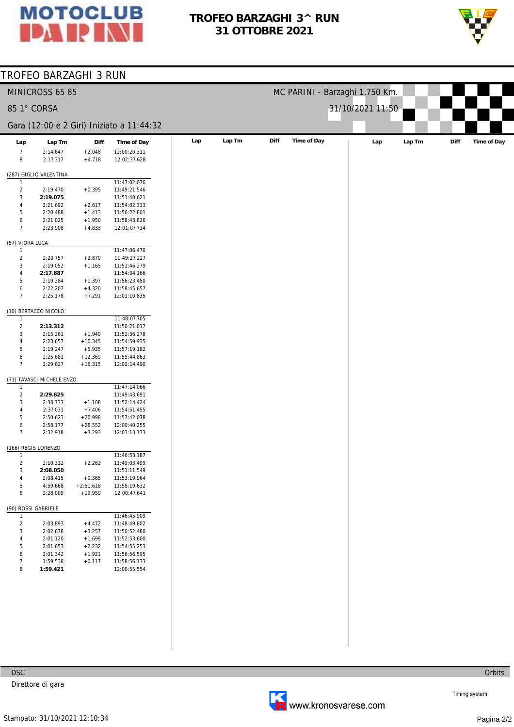# TROFEO BARZAGHI 3^ RUN
## 31 OTTOBRE 2021

## TROFEO BARZAGHI 3 RUN

MINICROSS 65 85 — MC PARINI - Barzaghi 1.750 Km.

85 1° CORSA — 31/10/2021 11:50

Gara (12:00 e 2 Giri) Iniziato a 11:44:32

| Lap | Lap Tm | Diff | Time of Day |
|---|---|---|---|
| 7 | 2:14.647 | +2.048 | 12:00:20.311 |
| 8 | 2:17.317 | +4.718 | 12:02:37.628 |

(287) GIGLIO VALENTINA

| Lap | Lap Tm | Diff | Time of Day |
|---|---|---|---|
| 1 | | | 11:47:02.076 |
| 2 | 2:19.470 | +0.395 | 11:49:21.546 |
| 3 | **2:19.075** | | 11:51:40.621 |
| 4 | 2:21.692 | +2.617 | 11:54:02.313 |
| 5 | 2:20.488 | +1.413 | 11:56:22.801 |
| 6 | 2:21.025 | +1.950 | 11:58:43.826 |
| 7 | 2:23.908 | +4.833 | 12:01:07.734 |

(57) VIORA LUCA

| Lap | Lap Tm | Diff | Time of Day |
|---|---|---|---|
| 1 | | | 11:47:06.470 |
| 2 | 2:20.757 | +2.870 | 11:49:27.227 |
| 3 | 2:19.052 | +1.165 | 11:51:46.279 |
| 4 | **2:17.887** | | 11:54:04.166 |
| 5 | 2:19.284 | +1.397 | 11:56:23.450 |
| 6 | 2:22.207 | +4.320 | 11:58:45.657 |
| 7 | 2:25.178 | +7.291 | 12:01:10.835 |

(10) BERTACCO NICOLO`

| Lap | Lap Tm | Diff | Time of Day |
|---|---|---|---|
| 1 | | | 11:48:07.705 |
| 2 | **2:13.312** | | 11:50:21.017 |
| 3 | 2:15.261 | +1.949 | 11:52:36.278 |
| 4 | 2:23.657 | +10.345 | 11:54:59.935 |
| 5 | 2:19.247 | +5.935 | 11:57:19.182 |
| 6 | 2:25.681 | +12.369 | 11:59:44.863 |
| 7 | 2:29.627 | +16.315 | 12:02:14.490 |

(71) TAVASCI MICHELE ENZO

| Lap | Lap Tm | Diff | Time of Day |
|---|---|---|---|
| 1 | | | 11:47:14.066 |
| 2 | **2:29.625** | | 11:49:43.691 |
| 3 | 2:30.733 | +1.108 | 11:52:14.424 |
| 4 | 2:37.031 | +7.406 | 11:54:51.455 |
| 5 | 2:50.623 | +20.998 | 11:57:42.078 |
| 6 | 2:58.177 | +28.552 | 12:00:40.255 |
| 7 | 2:32.918 | +3.293 | 12:03:13.173 |

(166) REGIS LORENZO

| Lap | Lap Tm | Diff | Time of Day |
|---|---|---|---|
| 1 | | | 11:46:53.187 |
| 2 | 2:10.312 | +2.262 | 11:49:03.499 |
| 3 | **2:08.050** | | 11:51:11.549 |
| 4 | 2:08.415 | +0.365 | 11:53:19.964 |
| 5 | 4:59.668 | +2:51.618 | 11:58:19.632 |
| 6 | 2:28.009 | +19.959 | 12:00:47.641 |

(90) ROSSI GABRIELE

| Lap | Lap Tm | Diff | Time of Day |
|---|---|---|---|
| 1 | | | 11:46:45.909 |
| 2 | 2:03.893 | +4.472 | 11:48:49.802 |
| 3 | 2:02.678 | +3.257 | 11:50:52.480 |
| 4 | 2:01.120 | +1.699 | 11:52:53.600 |
| 5 | 2:01.653 | +2.232 | 11:54:55.253 |
| 6 | 2:01.342 | +1.921 | 11:56:56.595 |
| 7 | 1:59.538 | +0.117 | 11:58:56.133 |
| 8 | **1:59.421** | | 12:00:55.554 |

DSC — Orbits

Direttore di gara

Timing system

www.kronosvarese.com

Stampato: 31/10/2021 12:10:34